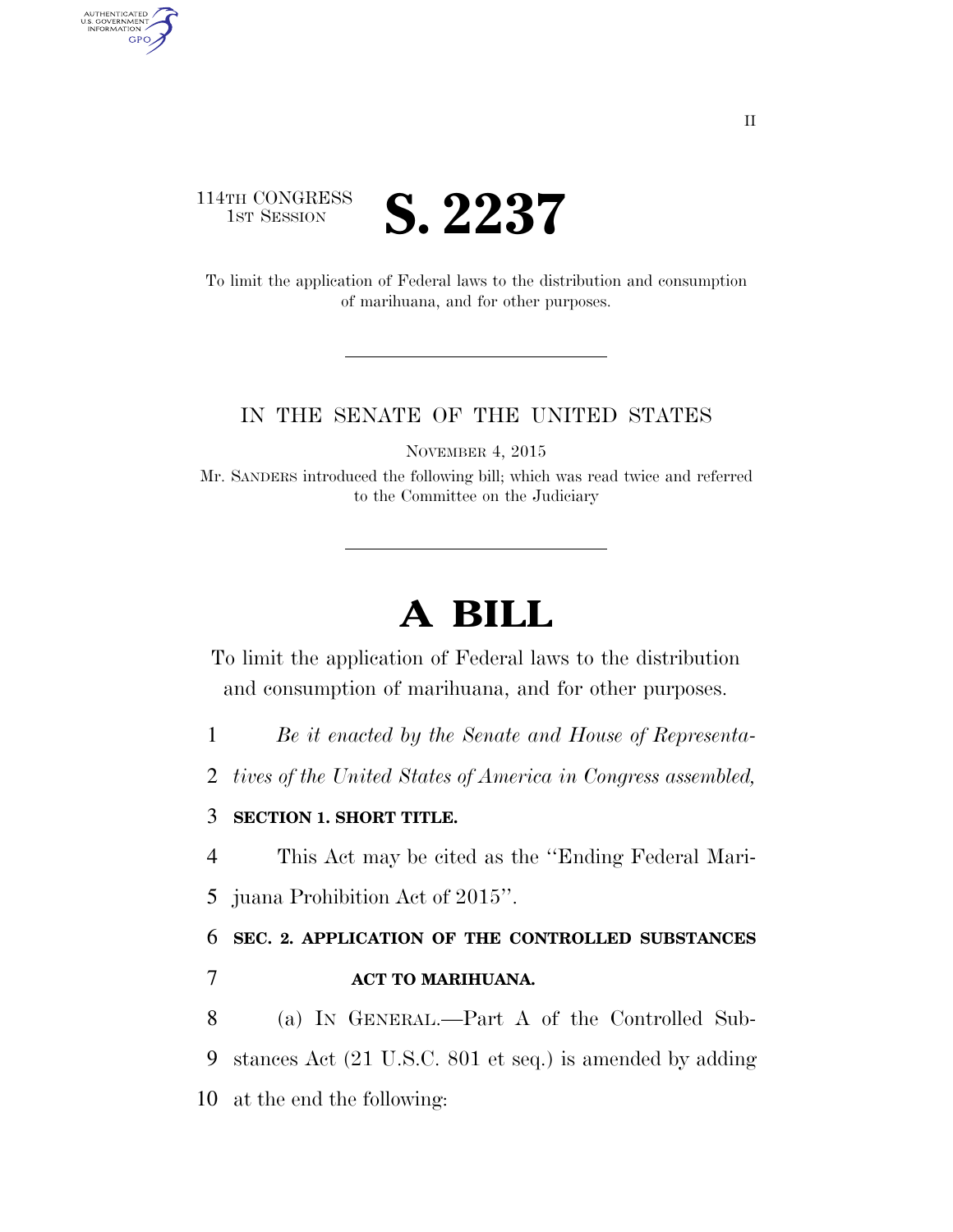114TH CONGRESS
1ST SESSION

# S. 2237

To limit the application of Federal laws to the distribution and consumption of marihuana, and for other purposes.

IN THE SENATE OF THE UNITED STATES

NOVEMBER 4, 2015

Mr. SANDERS introduced the following bill; which was read twice and referred to the Committee on the Judiciary

# A BILL

To limit the application of Federal laws to the distribution and consumption of marihuana, and for other purposes.

1 *Be it enacted by the Senate and House of Representa-*
2 *tives of the United States of America in Congress assembled,*

3 **SECTION 1. SHORT TITLE.**

4 This Act may be cited as the ''Ending Federal Mari-
5 juana Prohibition Act of 2015''.

6 **SEC. 2. APPLICATION OF THE CONTROLLED SUBSTANCES**
7 **ACT TO MARIHUANA.**

8 (a) IN GENERAL.—Part A of the Controlled Sub-
9 stances Act (21 U.S.C. 801 et seq.) is amended by adding
10 at the end the following: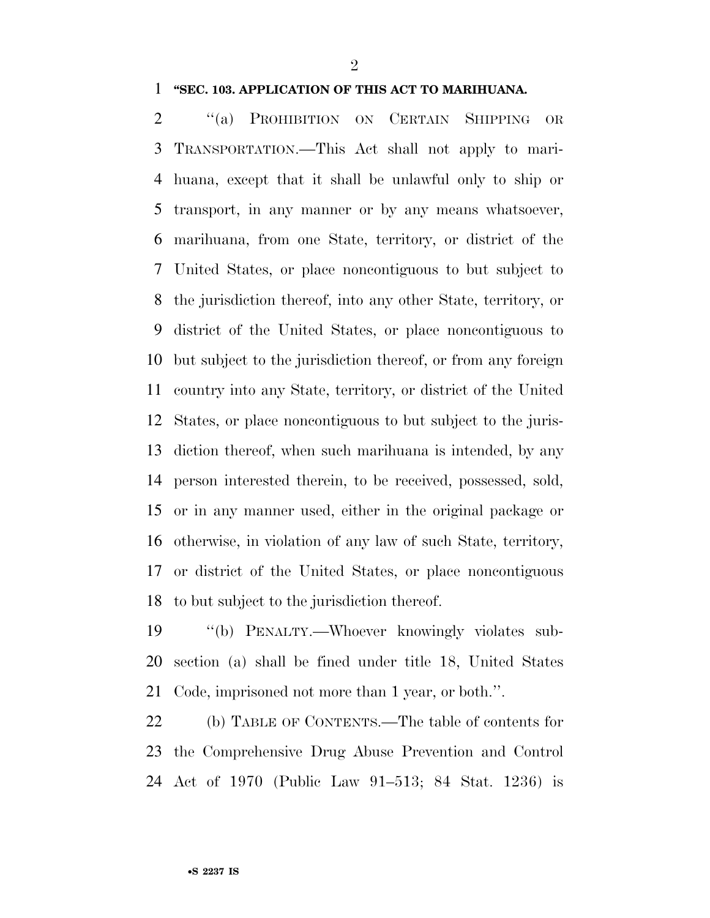**"SEC. 103. APPLICATION OF THIS ACT TO MARIHUANA.**

"(a) PROHIBITION ON CERTAIN SHIPPING OR TRANSPORTATION.—This Act shall not apply to marihuana, except that it shall be unlawful only to ship or transport, in any manner or by any means whatsoever, marihuana, from one State, territory, or district of the United States, or place noncontiguous to but subject to the jurisdiction thereof, into any other State, territory, or district of the United States, or place noncontiguous to but subject to the jurisdiction thereof, or from any foreign country into any State, territory, or district of the United States, or place noncontiguous to but subject to the jurisdiction thereof, when such marihuana is intended, by any person interested therein, to be received, possessed, sold, or in any manner used, either in the original package or otherwise, in violation of any law of such State, territory, or district of the United States, or place noncontiguous to but subject to the jurisdiction thereof.

"(b) PENALTY.—Whoever knowingly violates subsection (a) shall be fined under title 18, United States Code, imprisoned not more than 1 year, or both.".

(b) TABLE OF CONTENTS.—The table of contents for the Comprehensive Drug Abuse Prevention and Control Act of 1970 (Public Law 91–513; 84 Stat. 1236) is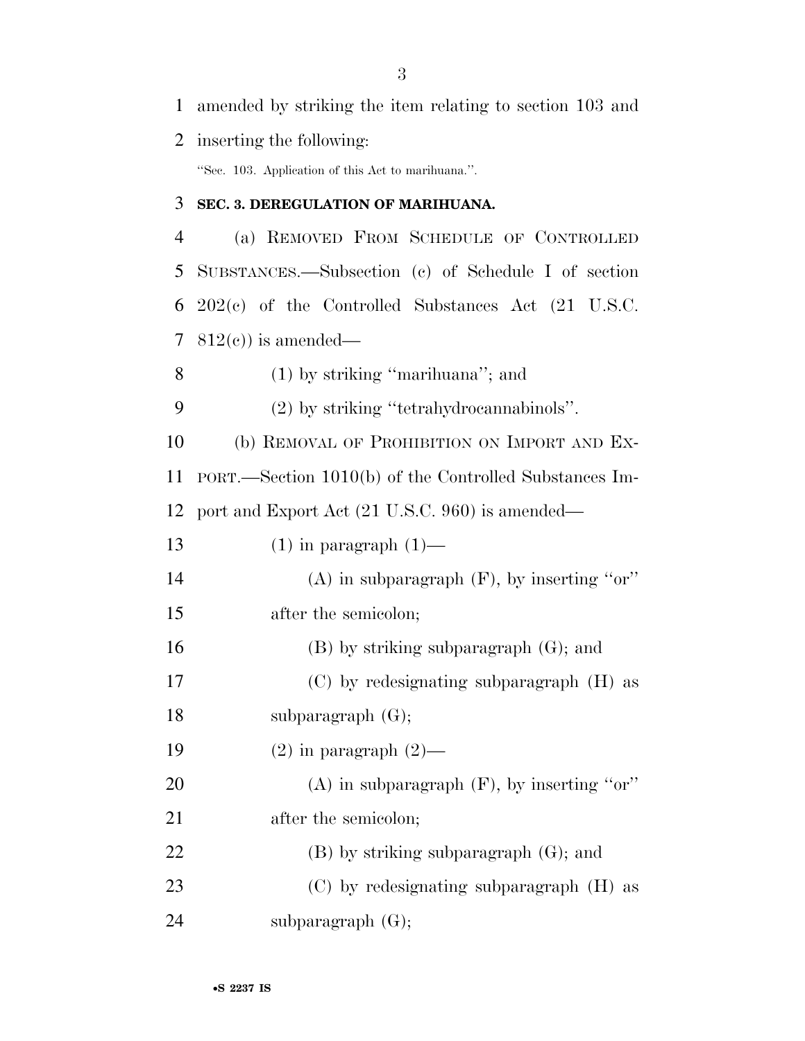amended by striking the item relating to section 103 and inserting the following:

"Sec. 103. Application of this Act to marihuana.".

**SEC. 3. DEREGULATION OF MARIHUANA.**

(a) REMOVED FROM SCHEDULE OF CONTROLLED SUBSTANCES.—Subsection (c) of Schedule I of section 202(c) of the Controlled Substances Act (21 U.S.C. 812(c)) is amended—

(1) by striking "marihuana"; and

(2) by striking "tetrahydrocannabinols".

(b) REMOVAL OF PROHIBITION ON IMPORT AND EXPORT.—Section 1010(b) of the Controlled Substances Import and Export Act (21 U.S.C. 960) is amended—

(1) in paragraph (1)—

(A) in subparagraph (F), by inserting "or" after the semicolon;

(B) by striking subparagraph (G); and

(C) by redesignating subparagraph (H) as subparagraph (G);

(2) in paragraph (2)—

(A) in subparagraph (F), by inserting "or" after the semicolon;

(B) by striking subparagraph (G); and

(C) by redesignating subparagraph (H) as subparagraph (G);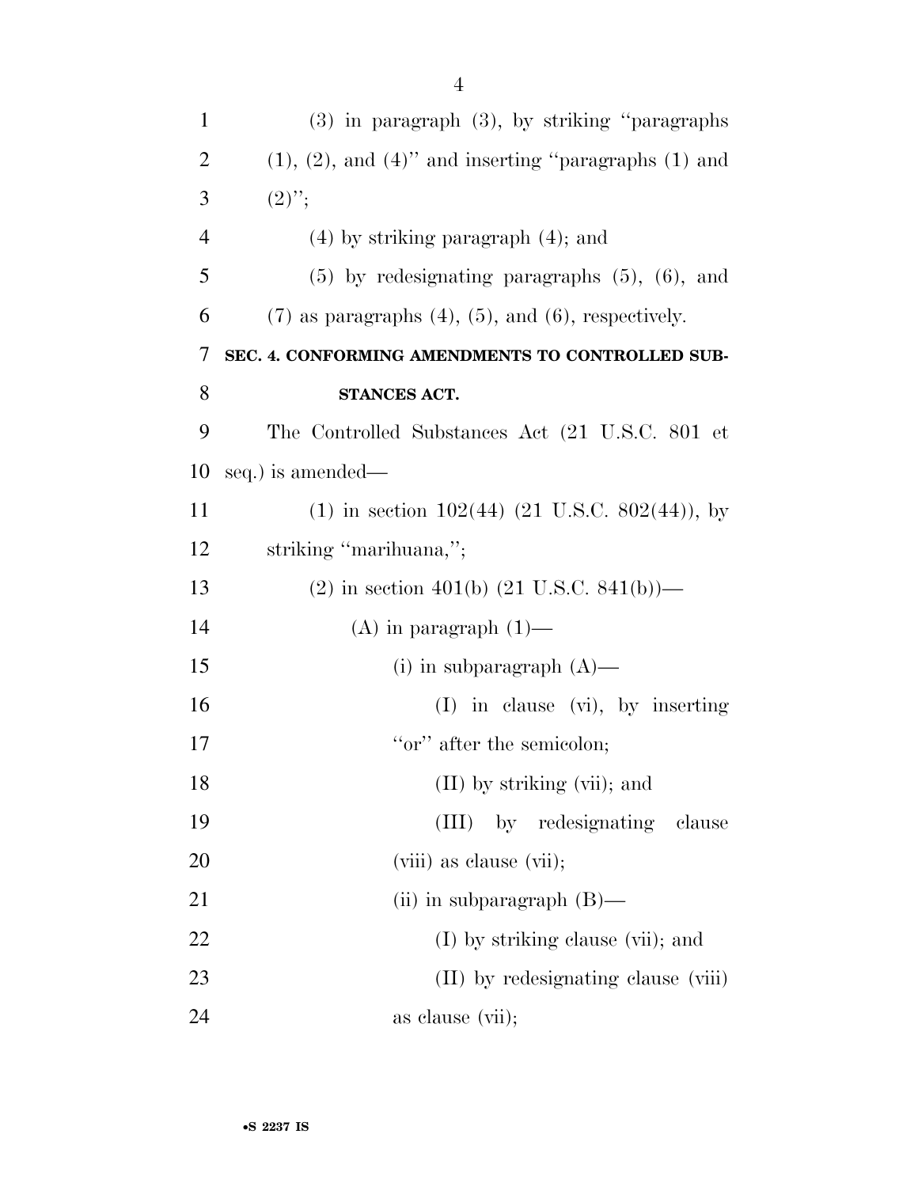(3) in paragraph (3), by striking "paragraphs (1), (2), and (4)" and inserting "paragraphs (1) and (2)";

(4) by striking paragraph (4); and

(5) by redesignating paragraphs (5), (6), and (7) as paragraphs (4), (5), and (6), respectively.

**SEC. 4. CONFORMING AMENDMENTS TO CONTROLLED SUBSTANCES ACT.**

The Controlled Substances Act (21 U.S.C. 801 et seq.) is amended—

(1) in section 102(44) (21 U.S.C. 802(44)), by striking "marihuana,";

(2) in section 401(b) (21 U.S.C. 841(b))—

(A) in paragraph (1)—

(i) in subparagraph (A)—

(I) in clause (vi), by inserting "or" after the semicolon;

(II) by striking (vii); and

(III) by redesignating clause (viii) as clause (vii);

(ii) in subparagraph (B)—

(I) by striking clause (vii); and

(II) by redesignating clause (viii) as clause (vii);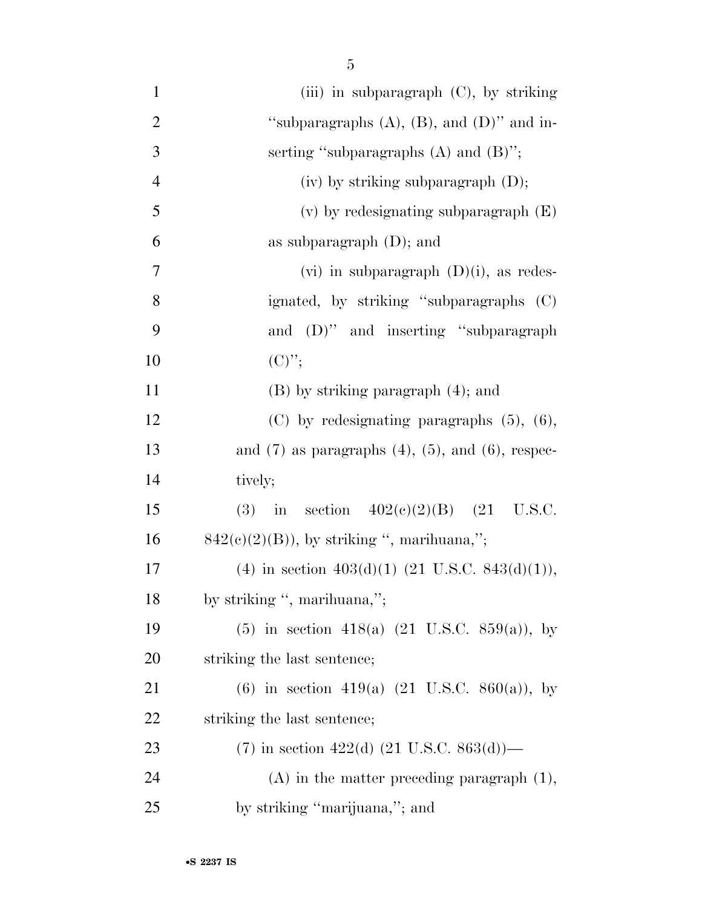(iii) in subparagraph (C), by striking "subparagraphs (A), (B), and (D)" and inserting "subparagraphs (A) and (B)";

(iv) by striking subparagraph (D);

(v) by redesignating subparagraph (E) as subparagraph (D); and

(vi) in subparagraph (D)(i), as redesignated, by striking "subparagraphs (C) and (D)" and inserting "subparagraph (C)";

(B) by striking paragraph (4); and

(C) by redesignating paragraphs (5), (6), and (7) as paragraphs (4), (5), and (6), respectively;

(3) in section 402(c)(2)(B) (21 U.S.C. 842(c)(2)(B)), by striking ", marihuana,";

(4) in section 403(d)(1) (21 U.S.C. 843(d)(1)), by striking ", marihuana,";

(5) in section 418(a) (21 U.S.C. 859(a)), by striking the last sentence;

(6) in section 419(a) (21 U.S.C. 860(a)), by striking the last sentence;

(7) in section 422(d) (21 U.S.C. 863(d))—

(A) in the matter preceding paragraph (1), by striking "marijuana,"; and

•S 2237 IS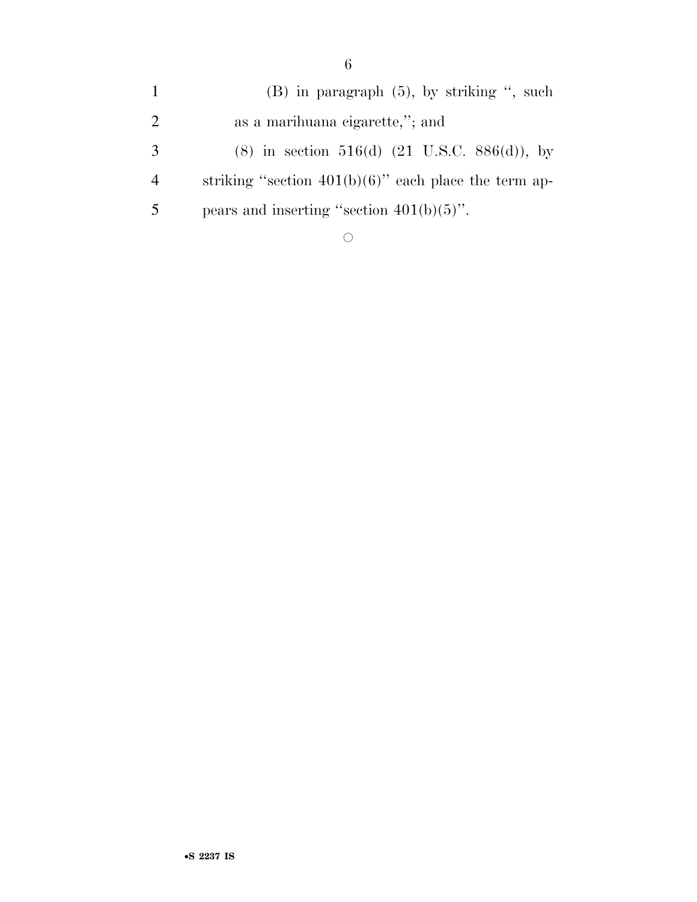(B) in paragraph (5), by striking ", such as a marihuana cigarette,"; and

(8) in section 516(d) (21 U.S.C. 886(d)), by striking "section 401(b)(6)" each place the term appears and inserting "section 401(b)(5)".

○